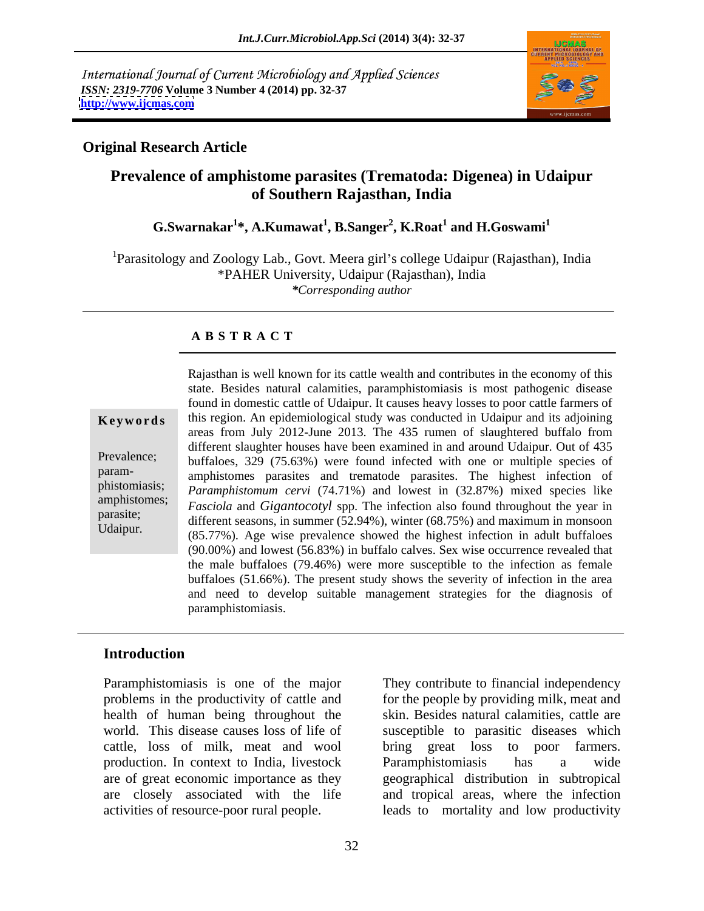International Journal of Current Microbiology and Applied Sciences
*ISSN: 2319-7706* **Volume 3 Number 4 (2014) pp. 32-37**
**http://www.ijcmas.com**

**Original Research Article**

# Prevalence of amphistome parasites (Trematoda: Digenea) in Udaipur of Southern Rajasthan, India

**G.Swarnakar[1]*, A.Kumawat[1], B.Sanger[2], K.Roat[1] and H.Goswami[1]**

[1]Parasitology and Zoology Lab., Govt. Meera girl's college Udaipur (Rajasthan), India
*PAHER University, Udaipur (Rajasthan), India
*\*Corresponding author*

## A B S T R A C T

**Keywords**

Prevalence; paramphistomiasis; amphistomes; parasite; Udaipur.

Rajasthan is well known for its cattle wealth and contributes in the economy of this state. Besides natural calamities, paramphistomiasis is most pathogenic disease found in domestic cattle of Udaipur. It causes heavy losses to poor cattle farmers of this region. An epidemiological study was conducted in Udaipur and its adjoining areas from July 2012-June 2013. The 435 rumen of slaughtered buffalo from different slaughter houses have been examined in and around Udaipur. Out of 435 buffaloes, 329 (75.63%) were found infected with one or multiple species of amphistomes parasites and trematode parasites. The highest infection of *Paramphistomum cervi* (74.71%) and lowest in (32.87%) mixed species like *Fasciola* and *Gigantocotyl* spp. The infection also found throughout the year in different seasons, in summer (52.94%), winter (68.75%) and maximum in monsoon (85.77%). Age wise prevalence showed the highest infection in adult buffaloes (90.00%) and lowest (56.83%) in buffalo calves. Sex wise occurrence revealed that the male buffaloes (79.46%) were more susceptible to the infection as female buffaloes (51.66%). The present study shows the severity of infection in the area and need to develop suitable management strategies for the diagnosis of paramphistomiasis.

## Introduction

Paramphistomiasis is one of the major problems in the productivity of cattle and health of human being throughout the world. This disease causes loss of life of cattle, loss of milk, meat and wool production. In context to India, livestock are of great economic importance as they are closely associated with the life activities of resource-poor rural people. They contribute to financial independency for the people by providing milk, meat and skin. Besides natural calamities, cattle are susceptible to parasitic diseases which bring great loss to poor farmers. Paramphistomiasis has a wide geographical distribution in subtropical and tropical areas, where the infection leads to mortality and low productivity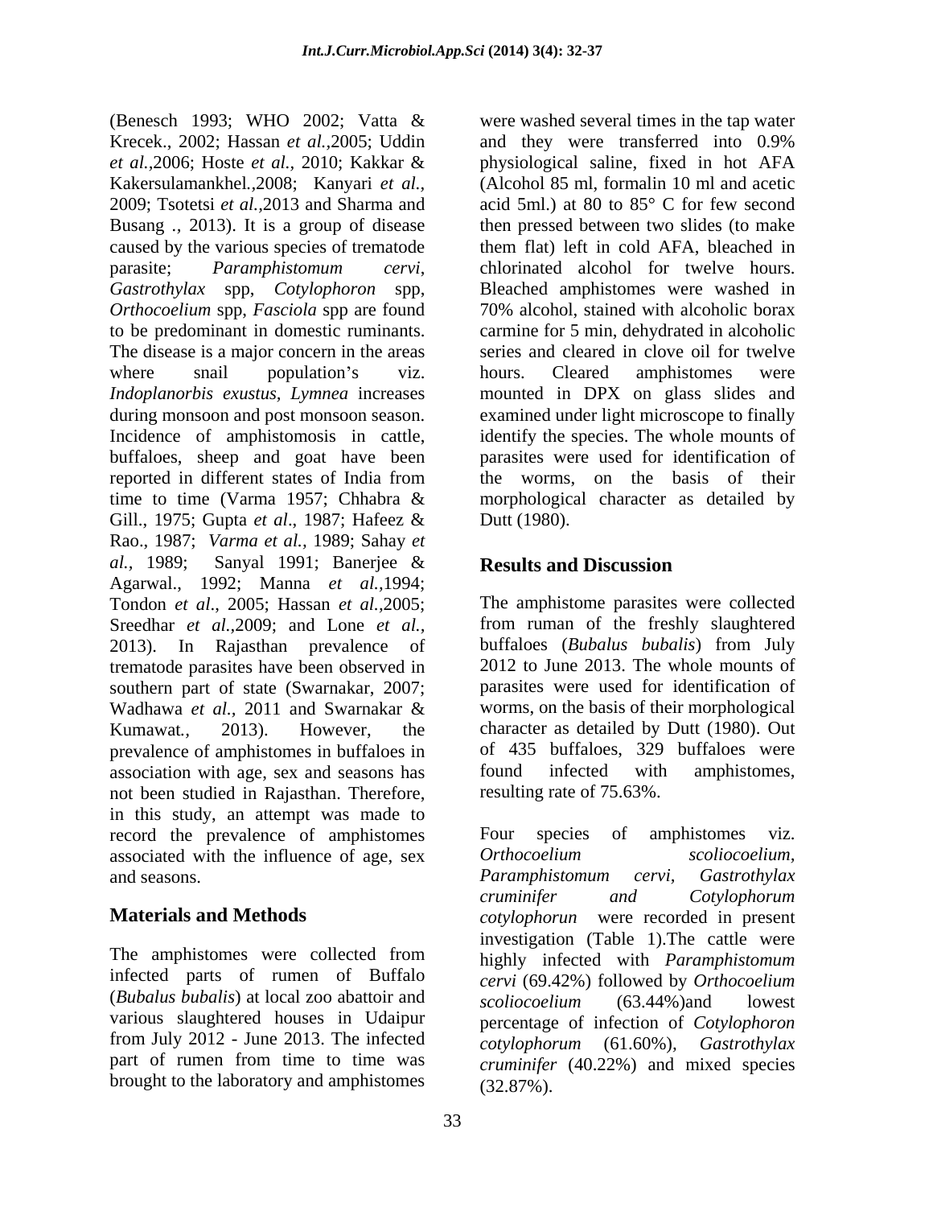(Benesch 1993; WHO 2002; Vatta & Krecek., 2002; Hassan *et al.*,2005; Uddin *et al.*,2006; Hoste *et al.*, 2010; Kakkar & Kakersulamankhel.,2008; Kanyari *et al.*, 2009; Tsotetsi *et al.*,2013 and Sharma and Busang ., 2013). It is a group of disease caused by the various species of trematode parasite; *Paramphistomum cervi*, *Gastrothylax* spp, *Cotylophoron* spp, *Orthocoelium* spp, *Fasciola* spp are found to be predominant in domestic ruminants. The disease is a major concern in the areas where snail population's viz. *Indoplanorbis exustus*, *Lymnea* increases during monsoon and post monsoon season. Incidence of amphistomosis in cattle, buffaloes, sheep and goat have been reported in different states of India from time to time (Varma 1957; Chhabra & Gill., 1975; Gupta *et al*., 1987; Hafeez & Rao., 1987; *Varma et al.*, 1989; Sahay *et al.*, 1989; Sanyal 1991; Banerjee & Agarwal., 1992; Manna *et al.*,1994; Tondon *et al*., 2005; Hassan *et al.*,2005; Sreedhar *et al.*,2009; and Lone *et al.*, 2013). In Rajasthan prevalence of trematode parasites have been observed in southern part of state (Swarnakar, 2007; Wadhawa *et al.*, 2011 and Swarnakar & Kumawat*.*, 2013). However, the prevalence of amphistomes in buffaloes in association with age, sex and seasons has not been studied in Rajasthan. Therefore, in this study, an attempt was made to record the prevalence of amphistomes associated with the influence of age, sex and seasons.

## Materials and Methods

The amphistomes were collected from infected parts of rumen of Buffalo (*Bubalus bubalis*) at local zoo abattoir and various slaughtered houses in Udaipur from July 2012 - June 2013. The infected part of rumen from time to time was brought to the laboratory and amphistomes were washed several times in the tap water and they were transferred into 0.9% physiological saline, fixed in hot AFA (Alcohol 85 ml, formalin 10 ml and acetic acid 5ml.) at 80 to 85° C for few second then pressed between two slides (to make them flat) left in cold AFA, bleached in chlorinated alcohol for twelve hours. Bleached amphistomes were washed in 70% alcohol, stained with alcoholic borax carmine for 5 min, dehydrated in alcoholic series and cleared in clove oil for twelve hours. Cleared amphistomes were mounted in DPX on glass slides and examined under light microscope to finally identify the species. The whole mounts of parasites were used for identification of the worms, on the basis of their morphological character as detailed by Dutt (1980).

## Results and Discussion

The amphistome parasites were collected from ruman of the freshly slaughtered buffaloes (*Bubalus bubalis*) from July 2012 to June 2013. The whole mounts of parasites were used for identification of worms, on the basis of their morphological character as detailed by Dutt (1980). Out of 435 buffaloes, 329 buffaloes were found infected with amphistomes, resulting rate of 75.63%.

Four species of amphistomes viz. *Orthocoelium scoliocoelium*, *Paramphistomum cervi, Gastrothylax cruminifer and Cotylophorum cotylophorun* were recorded in present investigation (Table 1).The cattle were highly infected with *Paramphistomum cervi* (69.42%) followed by *Orthocoelium scoliocoelium* (63.44%)and lowest percentage of infection of *Cotylophoron cotylophorum* (61.60%), *Gastrothylax cruminifer* (40.22%) and mixed species (32.87%).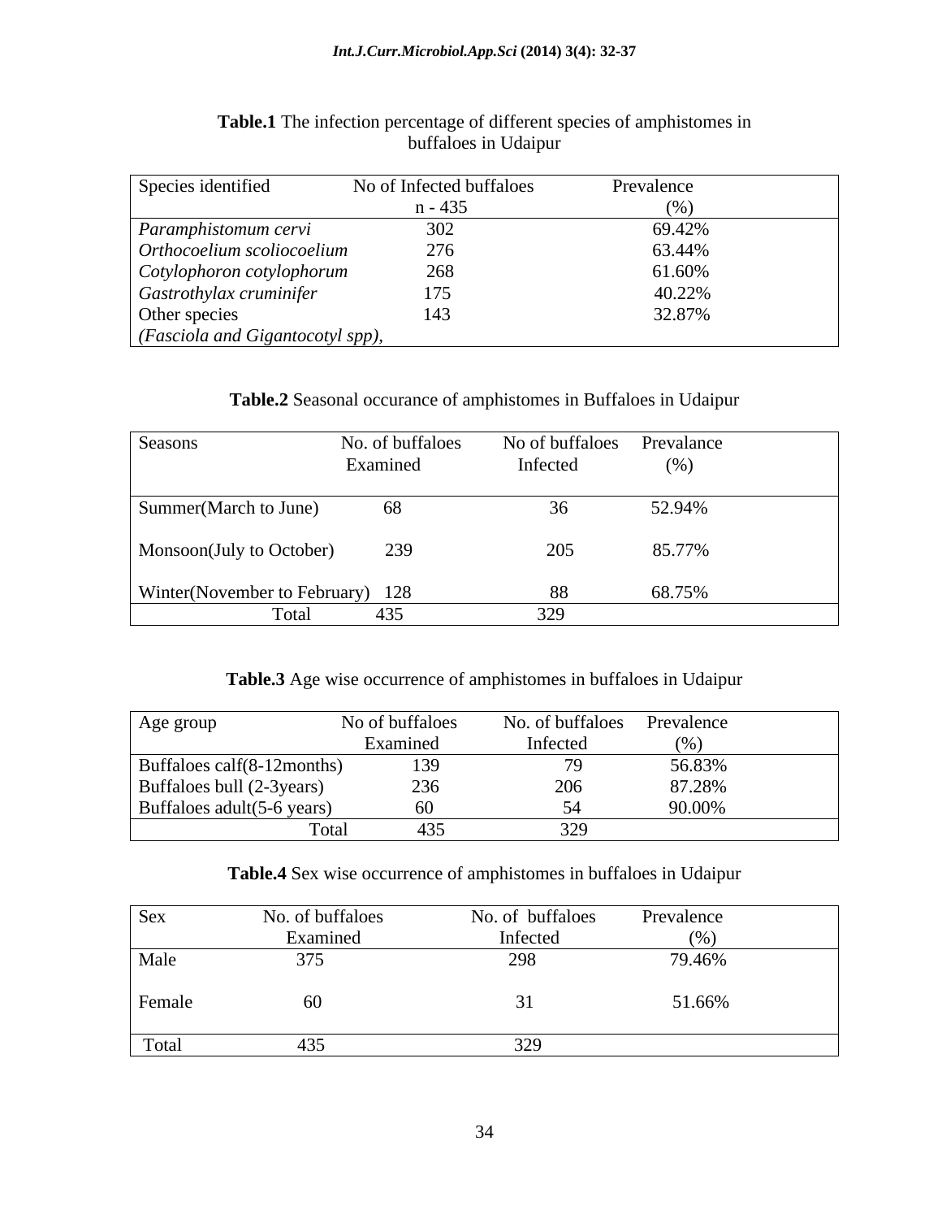**Table.1** The infection percentage of different species of amphistomes in buffaloes in Udaipur

| Species identified | No of Infected buffaloes n - 435 | Prevalence (%) |
|---|---|---|
| *Paramphistomum cervi* | 302 | 69.42% |
| *Orthocoelium scoliocoelium* | 276 | 63.44% |
| *Cotylophoron cotylophorum* | 268 | 61.60% |
| *Gastrothylax cruminifer* | 175 | 40.22% |
| Other species *(Fasciola and Gigantocotyl spp),* | 143 | 32.87% |

**Table.2** Seasonal occurance of amphistomes in Buffaloes in Udaipur

| Seasons | No. of buffaloes Examined | No of buffaloes Infected | Prevalance (%) |
|---|---|---|---|
| Summer(March to June) | 68 | 36 | 52.94% |
| Monsoon(July to October) | 239 | 205 | 85.77% |
| Winter(November to February) | 128 | 88 | 68.75% |
| Total | 435 | 329 | |

**Table.3** Age wise occurrence of amphistomes in buffaloes in Udaipur

| Age group | No of buffaloes Examined | No. of buffaloes Infected | Prevelence (%) |
|---|---|---|---|
| Buffaloes calf(8-12months) | 139 | 79 | 56.83% |
| Buffaloes bull (2-3years) | 236 | 206 | 87.28% |
| Buffaloes adult(5-6 years) | 60 | 54 | 90.00% |
| Total | 435 | 329 | |

**Table.4** Sex wise occurrence of amphistomes in buffaloes in Udaipur

| Sex | No. of buffaloes Examined | No. of buffaloes Infected | Prevalence (%) |
|---|---|---|---|
| Male | 375 | 298 | 79.46% |
| Female | 60 | 31 | 51.66% |
| Total | 435 | 329 | |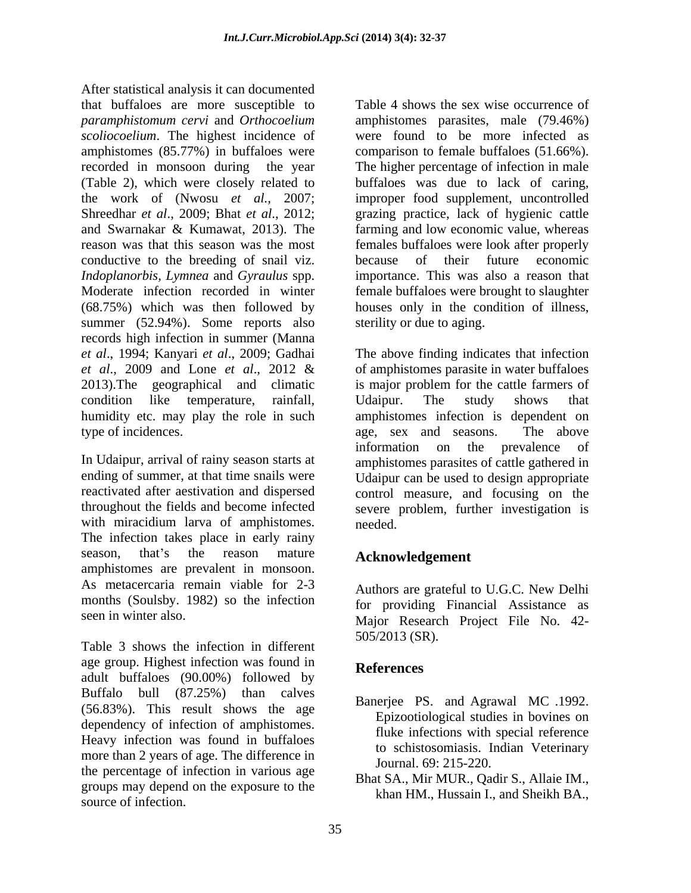After statistical analysis it can documented that buffaloes are more susceptible to *paramphistomum cervi* and *Orthocoelium scoliocoelium*. The highest incidence of amphistomes (85.77%) in buffaloes were recorded in monsoon during the year (Table 2), which were closely related to the work of (Nwosu *et al.*, 2007; Shreedhar *et al*., 2009; Bhat *et al*., 2012; and Swarnakar & Kumawat, 2013). The reason was that this season was the most conductive to the breeding of snail viz. *Indoplanorbis*, *Lymnea* and *Gyraulus* spp. Moderate infection recorded in winter (68.75%) which was then followed by summer (52.94%). Some reports also records high infection in summer (Manna *et al*., 1994; Kanyari *et al*., 2009; Gadhai *et al*., 2009 and Lone *et al*., 2012 & 2013).The geographical and climatic condition like temperature, rainfall, humidity etc. may play the role in such type of incidences.

In Udaipur, arrival of rainy season starts at ending of summer, at that time snails were reactivated after aestivation and dispersed throughout the fields and become infected with miracidium larva of amphistomes. The infection takes place in early rainy season, that's the reason mature amphistomes are prevalent in monsoon. As metacercaria remain viable for 2-3 months (Soulsby. 1982) so the infection seen in winter also.

Table 3 shows the infection in different age group. Highest infection was found in adult buffaloes (90.00%) followed by Buffalo bull (87.25%) than calves (56.83%). This result shows the age dependency of infection of amphistomes. Heavy infection was found in buffaloes more than 2 years of age. The difference in the percentage of infection in various age groups may depend on the exposure to the source of infection.

Table 4 shows the sex wise occurrence of amphistomes parasites, male (79.46%) were found to be more infected as comparison to female buffaloes (51.66%). The higher percentage of infection in male buffaloes was due to lack of caring, improper food supplement, uncontrolled grazing practice, lack of hygienic cattle farming and low economic value, whereas females buffaloes were look after properly because of their future economic importance. This was also a reason that female buffaloes were brought to slaughter houses only in the condition of illness, sterility or due to aging.

The above finding indicates that infection of amphistomes parasite in water buffaloes is major problem for the cattle farmers of Udaipur. The study shows that amphistomes infection is dependent on age, sex and seasons. The above information on the prevalence of amphistomes parasites of cattle gathered in Udaipur can be used to design appropriate control measure, and focusing on the severe problem, further investigation is needed.

## Acknowledgement

Authors are grateful to U.G.C. New Delhi for providing Financial Assistance as Major Research Project File No. 42-505/2013 (SR).

## References

Banerjee PS. and Agrawal MC .1992. Epizootiological studies in bovines on fluke infections with special reference to schistosomiasis. Indian Veterinary Journal. 69: 215-220.

Bhat SA., Mir MUR., Qadir S., Allaie IM., khan HM., Hussain I., and Sheikh BA.,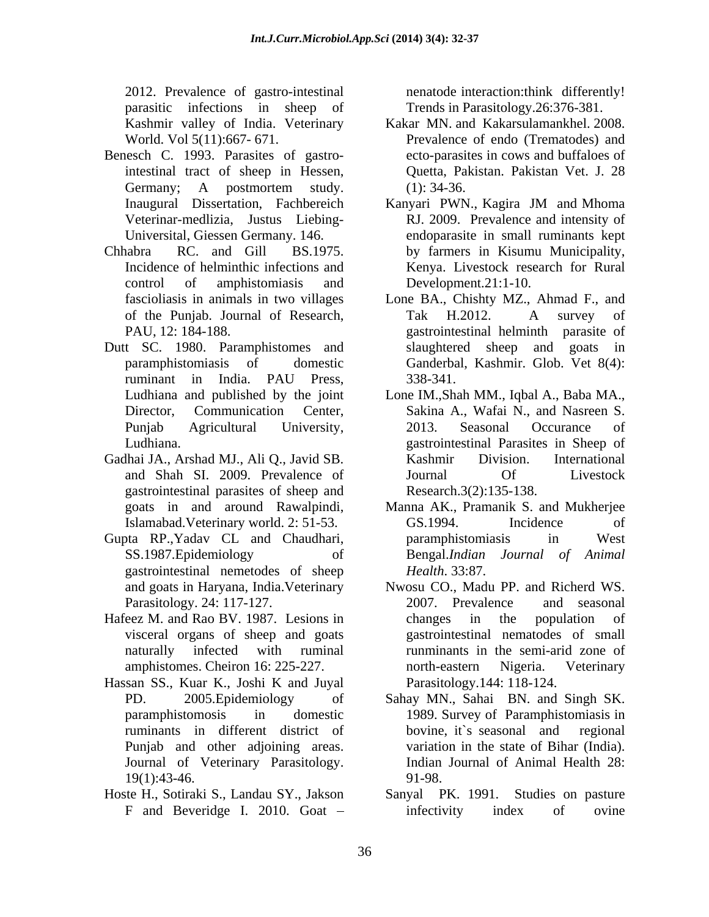2012. Prevalence of gastro-intestinal parasitic infections in sheep of Kashmir valley of India. Veterinary World. Vol 5(11):667- 671.

Benesch C. 1993. Parasites of gastro-intestinal tract of sheep in Hessen, Germany; A postmortem study. Inaugural Dissertation, Fachbereich Veterinar-medlizia, Justus Liebing-Universital, Giessen Germany. 146.

Chhabra RC. and Gill BS.1975. Incidence of helminthic infections and control of amphistomiasis and fascioliasis in animals in two villages of the Punjab. Journal of Research, PAU, 12: 184-188.

Dutt SC. 1980. Paramphistomes and paramphistomiasis of domestic ruminant in India. PAU Press, Ludhiana and published by the joint Director, Communication Center, Punjab Agricultural University, Ludhiana.

Gadhai JA., Arshad MJ., Ali Q., Javid SB. and Shah SI. 2009. Prevalence of gastrointestinal parasites of sheep and goats in and around Rawalpindi, Islamabad.Veterinary world. 2: 51-53.

Gupta RP.,Yadav CL and Chaudhari, SS.1987.Epidemiology of gastrointestinal nemetodes of sheep and goats in Haryana, India.Veterinary Parasitology. 24: 117-127.

Hafeez M. and Rao BV. 1987. Lesions in visceral organs of sheep and goats naturally infected with ruminal amphistomes. Cheiron 16: 225-227.

Hassan SS., Kuar K., Joshi K and Juyal PD. 2005.Epidemiology of paramphistomosis in domestic ruminants in different district of Punjab and other adjoining areas. Journal of Veterinary Parasitology. 19(1):43-46.

Hoste H., Sotiraki S., Landau SY., Jakson F and Beveridge I. 2010. Goat – nenatode interaction:think differently! Trends in Parasitology.26:376-381.

Kakar MN. and Kakarsulamankhel. 2008. Prevalence of endo (Trematodes) and ecto-parasites in cows and buffaloes of Quetta, Pakistan. Pakistan Vet. J. 28 (1): 34-36.

Kanyari PWN., Kagira JM and Mhoma RJ. 2009. Prevalence and intensity of endoparasite in small ruminants kept by farmers in Kisumu Municipality, Kenya. Livestock research for Rural Development.21:1-10.

Lone BA., Chishty MZ., Ahmad F., and Tak H.2012. A survey of gastrointestinal helminth parasite of slaughtered sheep and goats in Ganderbal, Kashmir. Glob. Vet 8(4): 338-341.

Lone IM.,Shah MM., Iqbal A., Baba MA., Sakina A., Wafai N., and Nasreen S. 2013. Seasonal Occurance of gastrointestinal Parasites in Sheep of Kashmir Division. International Journal Of Livestock Research.3(2):135-138.

Manna AK., Pramanik S. and Mukherjee GS.1994. Incidence of paramphistomiasis in West Bengal.*Indian Journal of Animal Health.* 33:87.

Nwosu CO., Madu PP. and Richerd WS. 2007. Prevalence and seasonal changes in the population of gastrointestinal nematodes of small runminants in the semi-arid zone of north-eastern Nigeria. Veterinary Parasitology.144: 118-124.

Sahay MN., Sahai BN. and Singh SK. 1989. Survey of Paramphistomiasis in bovine, it`s seasonal and regional variation in the state of Bihar (India). Indian Journal of Animal Health 28: 91-98.

Sanyal PK. 1991. Studies on pasture infectivity index of ovine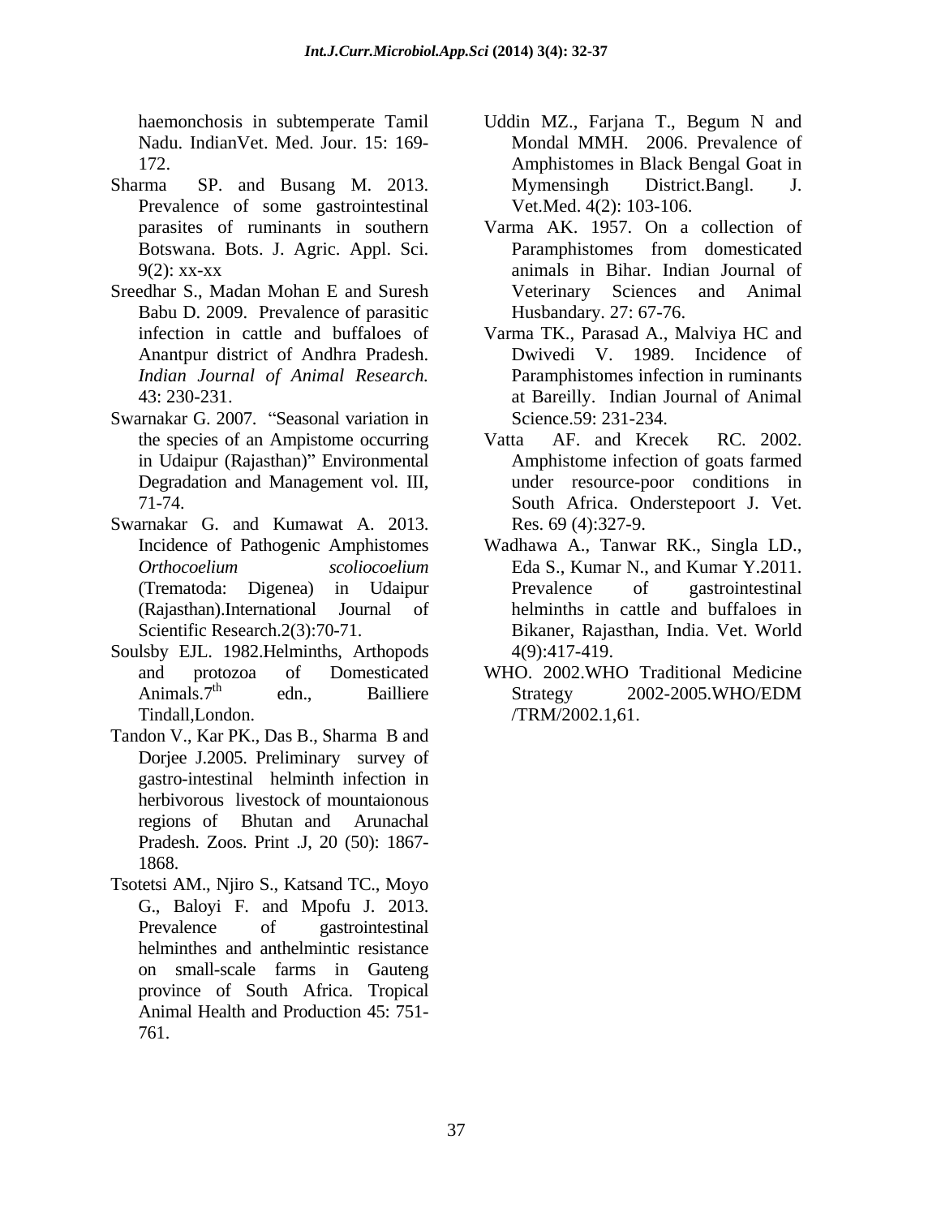haemonchosis in subtemperate Tamil Nadu. IndianVet. Med. Jour. 15: 169-172.

Sharma SP. and Busang M. 2013. Prevalence of some gastrointestinal parasites of ruminants in southern Botswana. Bots. J. Agric. Appl. Sci. 9(2): xx-xx

Sreedhar S., Madan Mohan E and Suresh Babu D. 2009. Prevalence of parasitic infection in cattle and buffaloes of Anantpur district of Andhra Pradesh. *Indian Journal of Animal Research.* 43: 230-231.

Swarnakar G. 2007. "Seasonal variation in the species of an Ampistome occurring in Udaipur (Rajasthan)" Environmental Degradation and Management vol. III, 71-74.

Swarnakar G. and Kumawat A. 2013. Incidence of Pathogenic Amphistomes *Orthocoelium scoliocoelium* (Trematoda: Digenea) in Udaipur (Rajasthan).International Journal of Scientific Research.2(3):70-71.

Soulsby EJL. 1982.Helminths, Arthopods and protozoa of Domesticated Animals.7[th] edn., Bailliere Tindall,London.

Tandon V., Kar PK., Das B., Sharma B and Dorjee J.2005. Preliminary survey of gastro-intestinal helminth infection in herbivorous livestock of mountaionous regions of Bhutan and Arunachal Pradesh. Zoos. Print .J, 20 (50): 1867-1868.

Tsotetsi AM., Njiro S., Katsand TC., Moyo G., Baloyi F. and Mpofu J. 2013. Prevalence of gastrointestinal helminthes and anthelmintic resistance on small-scale farms in Gauteng province of South Africa. Tropical Animal Health and Production 45: 751-761.

Uddin MZ., Farjana T., Begum N and Mondal MMH. 2006. Prevalence of Amphistomes in Black Bengal Goat in Mymensingh District.Bangl. J. Vet.Med. 4(2): 103-106.

Varma AK. 1957. On a collection of Paramphistomes from domesticated animals in Bihar. Indian Journal of Veterinary Sciences and Animal Husbandary. 27: 67-76.

Varma TK., Parasad A., Malviya HC and Dwivedi V. 1989. Incidence of Paramphistomes infection in ruminants at Bareilly. Indian Journal of Animal Science.59: 231-234.

Vatta AF. and Krecek RC. 2002. Amphistome infection of goats farmed under resource-poor conditions in South Africa. Onderstepoort J. Vet. Res. 69 (4):327-9.

Wadhawa A., Tanwar RK., Singla LD., Eda S., Kumar N., and Kumar Y.2011. Prevalence of gastrointestinal helminths in cattle and buffaloes in Bikaner, Rajasthan, India. Vet. World 4(9):417-419.

WHO. 2002.WHO Traditional Medicine Strategy 2002-2005.WHO/EDM /TRM/2002.1,61.